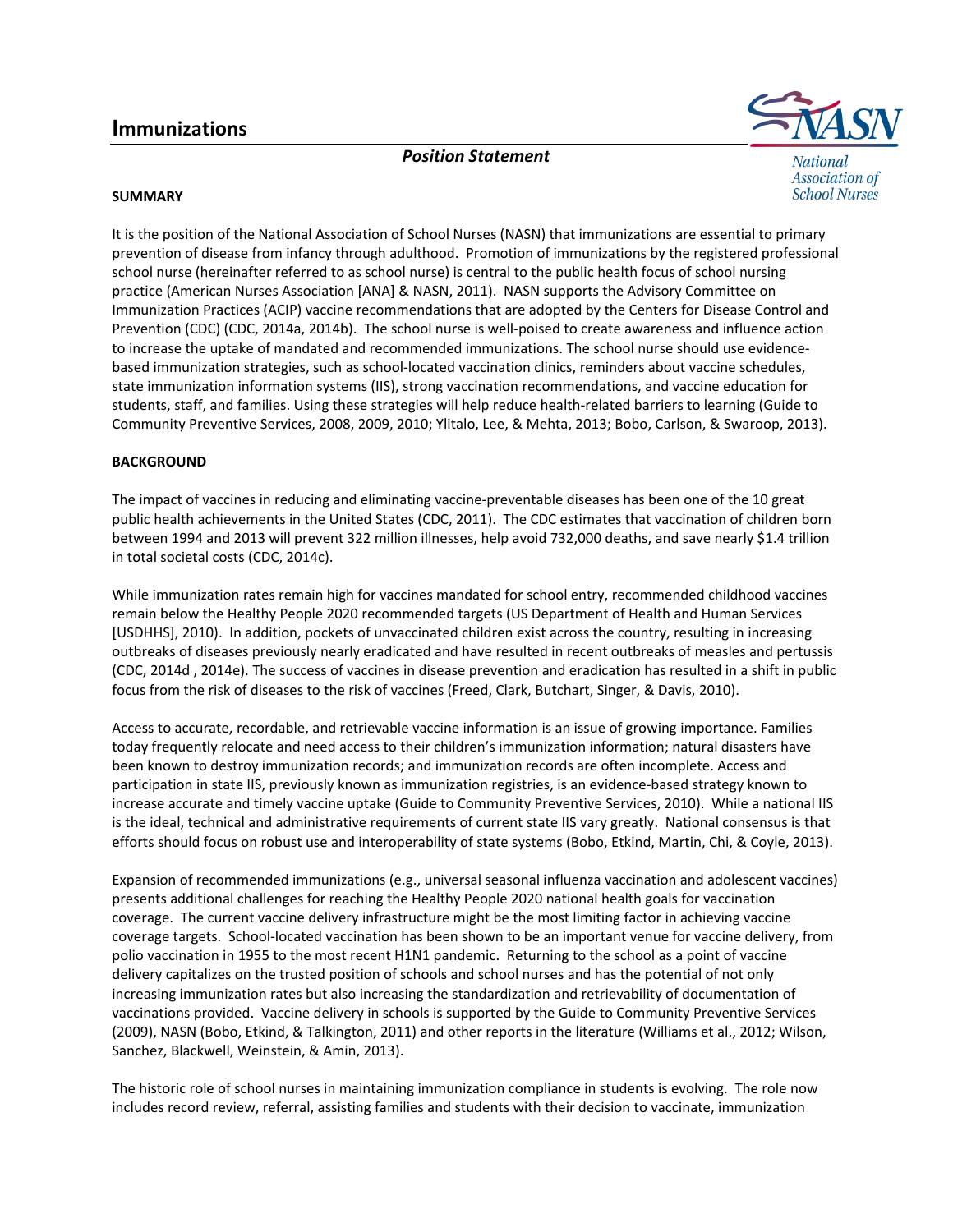# Immunizations

*Position Statement*

National Association of School Nurses

## SUMMARY

It is the position of the National Association of School Nurses (NASN) that immunizations are essential to primary prevention of disease from infancy through adulthood. Promotion of immunizations by the registered professional school nurse (hereinafter referred to as school nurse) is central to the public health focus of school nursing practice (American Nurses Association [ANA] & NASN, 2011). NASN supports the Advisory Committee on Immunization Practices (ACIP) vaccine recommendations that are adopted by the Centers for Disease Control and Prevention (CDC) (CDC, 2014a, 2014b). The school nurse is well-poised to create awareness and influence action to increase the uptake of mandated and recommended immunizations. The school nurse should use evidence-based immunization strategies, such as school-located vaccination clinics, reminders about vaccine schedules, state immunization information systems (IIS), strong vaccination recommendations, and vaccine education for students, staff, and families. Using these strategies will help reduce health-related barriers to learning (Guide to Community Preventive Services, 2008, 2009, 2010; Ylitalo, Lee, & Mehta, 2013; Bobo, Carlson, & Swaroop, 2013).

## BACKGROUND

The impact of vaccines in reducing and eliminating vaccine-preventable diseases has been one of the 10 great public health achievements in the United States (CDC, 2011). The CDC estimates that vaccination of children born between 1994 and 2013 will prevent 322 million illnesses, help avoid 732,000 deaths, and save nearly $1.4 trillion in total societal costs (CDC, 2014c).

While immunization rates remain high for vaccines mandated for school entry, recommended childhood vaccines remain below the Healthy People 2020 recommended targets (US Department of Health and Human Services [USDHHS], 2010). In addition, pockets of unvaccinated children exist across the country, resulting in increasing outbreaks of diseases previously nearly eradicated and have resulted in recent outbreaks of measles and pertussis (CDC, 2014d , 2014e). The success of vaccines in disease prevention and eradication has resulted in a shift in public focus from the risk of diseases to the risk of vaccines (Freed, Clark, Butchart, Singer, & Davis, 2010).

Access to accurate, recordable, and retrievable vaccine information is an issue of growing importance. Families today frequently relocate and need access to their children's immunization information; natural disasters have been known to destroy immunization records; and immunization records are often incomplete. Access and participation in state IIS, previously known as immunization registries, is an evidence-based strategy known to increase accurate and timely vaccine uptake (Guide to Community Preventive Services, 2010). While a national IIS is the ideal, technical and administrative requirements of current state IIS vary greatly. National consensus is that efforts should focus on robust use and interoperability of state systems (Bobo, Etkind, Martin, Chi, & Coyle, 2013).

Expansion of recommended immunizations (e.g., universal seasonal influenza vaccination and adolescent vaccines) presents additional challenges for reaching the Healthy People 2020 national health goals for vaccination coverage. The current vaccine delivery infrastructure might be the most limiting factor in achieving vaccine coverage targets. School-located vaccination has been shown to be an important venue for vaccine delivery, from polio vaccination in 1955 to the most recent H1N1 pandemic. Returning to the school as a point of vaccine delivery capitalizes on the trusted position of schools and school nurses and has the potential of not only increasing immunization rates but also increasing the standardization and retrievability of documentation of vaccinations provided. Vaccine delivery in schools is supported by the Guide to Community Preventive Services (2009), NASN (Bobo, Etkind, & Talkington, 2011) and other reports in the literature (Williams et al., 2012; Wilson, Sanchez, Blackwell, Weinstein, & Amin, 2013).

The historic role of school nurses in maintaining immunization compliance in students is evolving. The role now includes record review, referral, assisting families and students with their decision to vaccinate, immunization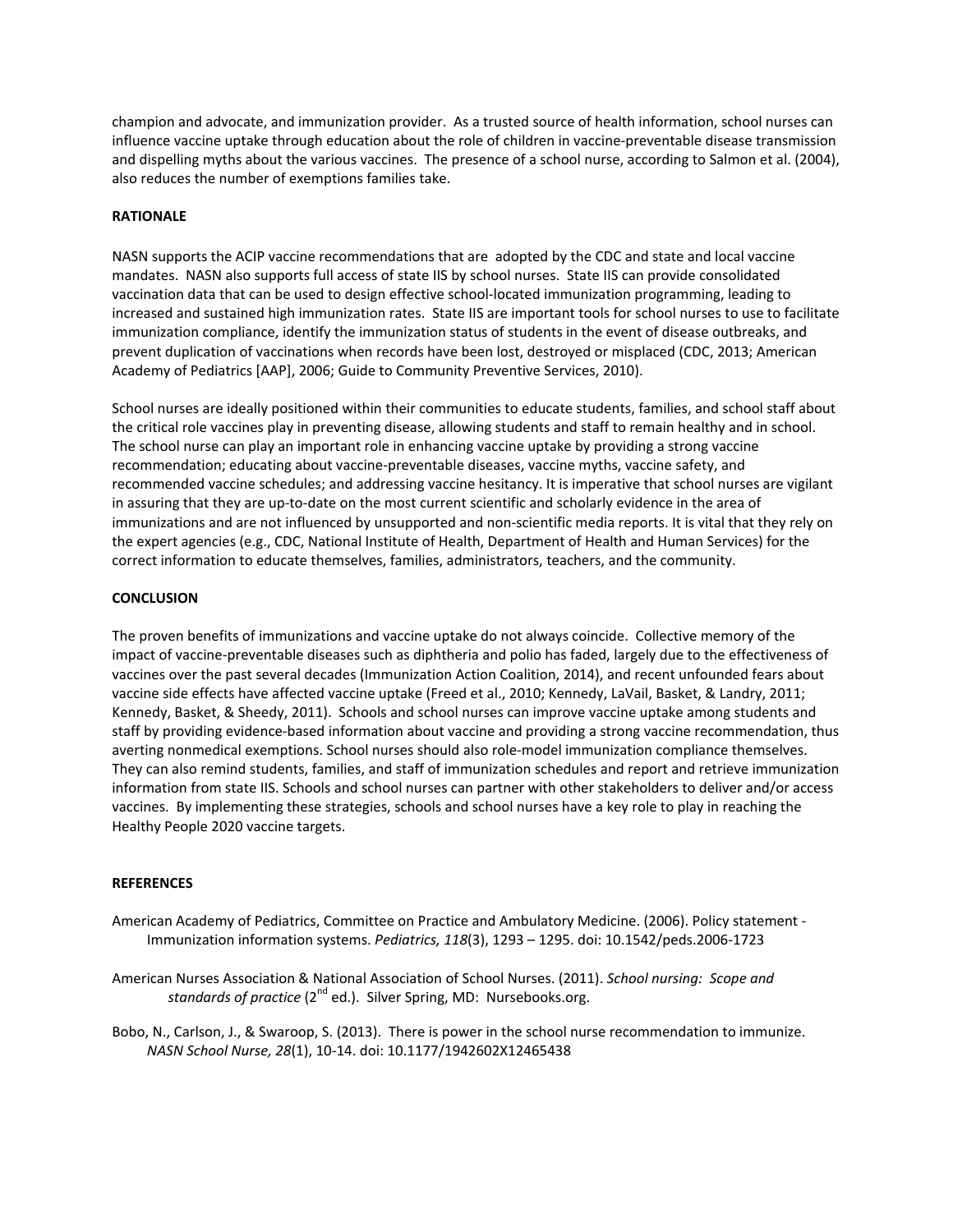champion and advocate, and immunization provider. As a trusted source of health information, school nurses can influence vaccine uptake through education about the role of children in vaccine-preventable disease transmission and dispelling myths about the various vaccines. The presence of a school nurse, according to Salmon et al. (2004), also reduces the number of exemptions families take.

## RATIONALE

NASN supports the ACIP vaccine recommendations that are adopted by the CDC and state and local vaccine mandates. NASN also supports full access of state IIS by school nurses. State IIS can provide consolidated vaccination data that can be used to design effective school-located immunization programming, leading to increased and sustained high immunization rates. State IIS are important tools for school nurses to use to facilitate immunization compliance, identify the immunization status of students in the event of disease outbreaks, and prevent duplication of vaccinations when records have been lost, destroyed or misplaced (CDC, 2013; American Academy of Pediatrics [AAP], 2006; Guide to Community Preventive Services, 2010).

School nurses are ideally positioned within their communities to educate students, families, and school staff about the critical role vaccines play in preventing disease, allowing students and staff to remain healthy and in school. The school nurse can play an important role in enhancing vaccine uptake by providing a strong vaccine recommendation; educating about vaccine-preventable diseases, vaccine myths, vaccine safety, and recommended vaccine schedules; and addressing vaccine hesitancy. It is imperative that school nurses are vigilant in assuring that they are up-to-date on the most current scientific and scholarly evidence in the area of immunizations and are not influenced by unsupported and non-scientific media reports. It is vital that they rely on the expert agencies (e.g., CDC, National Institute of Health, Department of Health and Human Services) for the correct information to educate themselves, families, administrators, teachers, and the community.

## CONCLUSION

The proven benefits of immunizations and vaccine uptake do not always coincide. Collective memory of the impact of vaccine-preventable diseases such as diphtheria and polio has faded, largely due to the effectiveness of vaccines over the past several decades (Immunization Action Coalition, 2014), and recent unfounded fears about vaccine side effects have affected vaccine uptake (Freed et al., 2010; Kennedy, LaVail, Basket, & Landry, 2011; Kennedy, Basket, & Sheedy, 2011). Schools and school nurses can improve vaccine uptake among students and staff by providing evidence-based information about vaccine and providing a strong vaccine recommendation, thus averting nonmedical exemptions. School nurses should also role-model immunization compliance themselves. They can also remind students, families, and staff of immunization schedules and report and retrieve immunization information from state IIS. Schools and school nurses can partner with other stakeholders to deliver and/or access vaccines. By implementing these strategies, schools and school nurses have a key role to play in reaching the Healthy People 2020 vaccine targets.

## REFERENCES

American Academy of Pediatrics, Committee on Practice and Ambulatory Medicine. (2006). Policy statement - Immunization information systems. *Pediatrics, 118*(3), 1293 – 1295. doi: 10.1542/peds.2006-1723

American Nurses Association & National Association of School Nurses. (2011). *School nursing: Scope and standards of practice* (2nd ed.). Silver Spring, MD: Nursebooks.org.

Bobo, N., Carlson, J., & Swaroop, S. (2013). There is power in the school nurse recommendation to immunize. *NASN School Nurse, 28*(1), 10-14. doi: 10.1177/1942602X12465438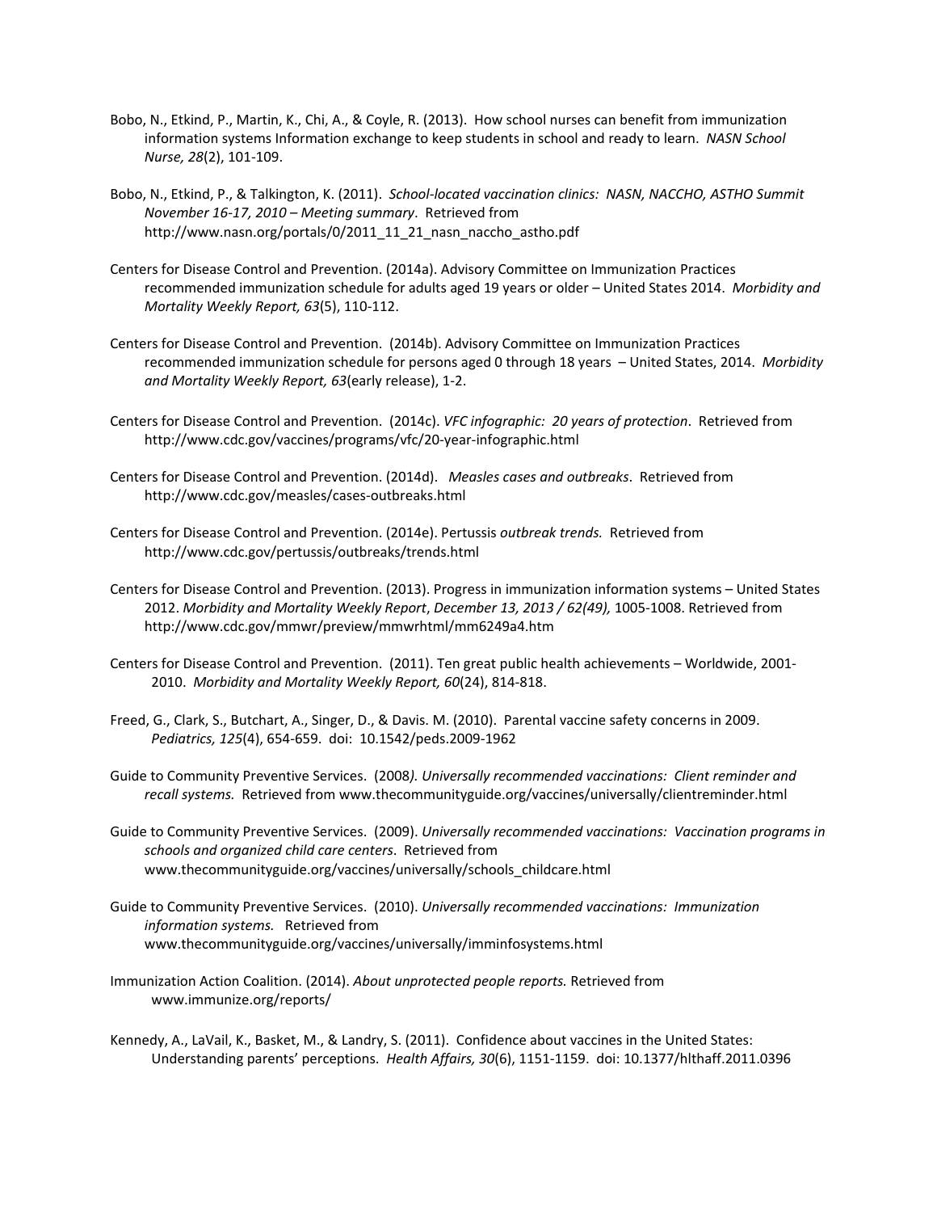Bobo, N., Etkind, P., Martin, K., Chi, A., & Coyle, R. (2013). How school nurses can benefit from immunization information systems Information exchange to keep students in school and ready to learn. *NASN School Nurse, 28*(2), 101-109.

Bobo, N., Etkind, P., & Talkington, K. (2011). *School-located vaccination clinics: NASN, NACCHO, ASTHO Summit November 16-17, 2010 – Meeting summary*. Retrieved from http://www.nasn.org/portals/0/2011_11_21_nasn_naccho_astho.pdf

Centers for Disease Control and Prevention. (2014a). Advisory Committee on Immunization Practices recommended immunization schedule for adults aged 19 years or older – United States 2014. *Morbidity and Mortality Weekly Report, 63*(5), 110-112.

Centers for Disease Control and Prevention. (2014b). Advisory Committee on Immunization Practices recommended immunization schedule for persons aged 0 through 18 years – United States, 2014. *Morbidity and Mortality Weekly Report, 63*(early release), 1-2.

Centers for Disease Control and Prevention. (2014c). *VFC infographic: 20 years of protection*. Retrieved from http://www.cdc.gov/vaccines/programs/vfc/20-year-infographic.html

Centers for Disease Control and Prevention. (2014d). *Measles cases and outbreaks*. Retrieved from http://www.cdc.gov/measles/cases-outbreaks.html

Centers for Disease Control and Prevention. (2014e). Pertussis *outbreak trends.* Retrieved from http://www.cdc.gov/pertussis/outbreaks/trends.html

Centers for Disease Control and Prevention. (2013). Progress in immunization information systems – United States 2012. *Morbidity and Mortality Weekly Report*, *December 13, 2013 / 62(49),* 1005-1008. Retrieved from http://www.cdc.gov/mmwr/preview/mmwrhtml/mm6249a4.htm

Centers for Disease Control and Prevention. (2011). Ten great public health achievements – Worldwide, 2001-2010. *Morbidity and Mortality Weekly Report, 60*(24), 814-818.

Freed, G., Clark, S., Butchart, A., Singer, D., & Davis. M. (2010). Parental vaccine safety concerns in 2009. *Pediatrics, 125*(4), 654-659. doi: 10.1542/peds.2009-1962

Guide to Community Preventive Services. (2008*). Universally recommended vaccinations: Client reminder and recall systems.* Retrieved from www.thecommunityguide.org/vaccines/universally/clientreminder.html

Guide to Community Preventive Services. (2009). *Universally recommended vaccinations: Vaccination programs in schools and organized child care centers*. Retrieved from www.thecommunityguide.org/vaccines/universally/schools_childcare.html

Guide to Community Preventive Services. (2010). *Universally recommended vaccinations: Immunization information systems.* Retrieved from www.thecommunityguide.org/vaccines/universally/imminfosystems.html

Immunization Action Coalition. (2014). *About unprotected people reports.* Retrieved from www.immunize.org/reports/

Kennedy, A., LaVail, K., Basket, M., & Landry, S. (2011). Confidence about vaccines in the United States: Understanding parents' perceptions. *Health Affairs, 30*(6), 1151-1159. doi: 10.1377/hlthaff.2011.0396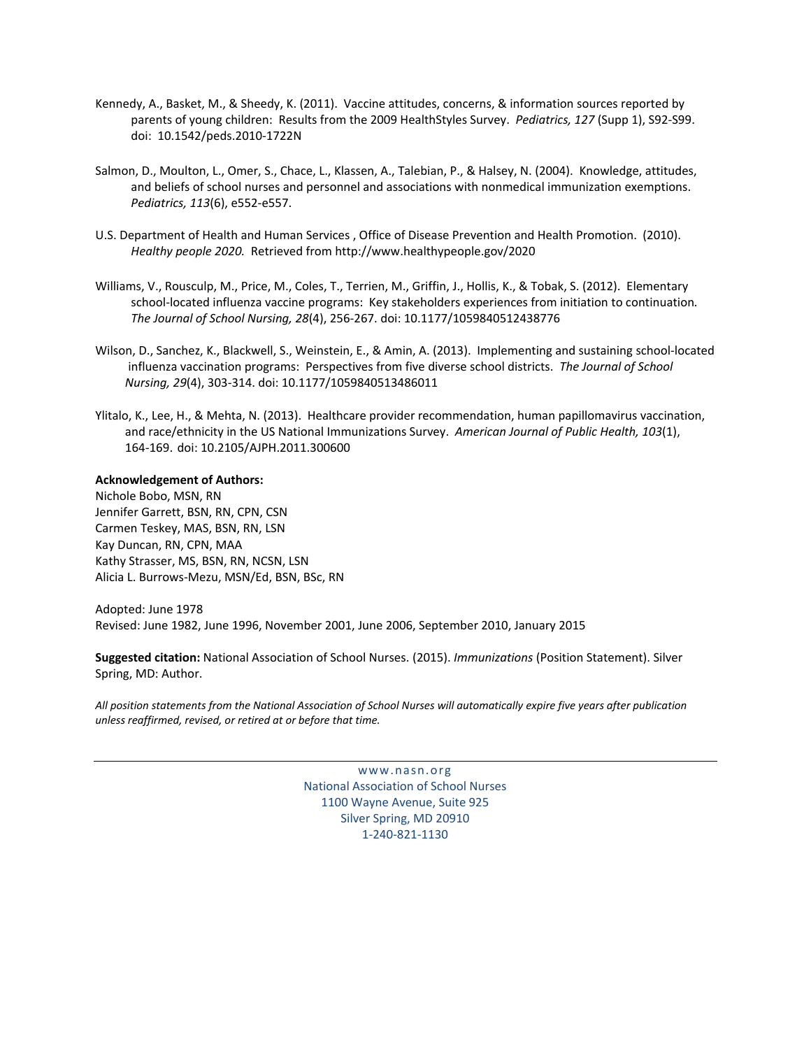Kennedy, A., Basket, M., & Sheedy, K. (2011). Vaccine attitudes, concerns, & information sources reported by parents of young children: Results from the 2009 HealthStyles Survey. *Pediatrics, 127* (Supp 1), S92-S99. doi: 10.1542/peds.2010-1722N

Salmon, D., Moulton, L., Omer, S., Chace, L., Klassen, A., Talebian, P., & Halsey, N. (2004). Knowledge, attitudes, and beliefs of school nurses and personnel and associations with nonmedical immunization exemptions. *Pediatrics, 113*(6), e552-e557.

U.S. Department of Health and Human Services , Office of Disease Prevention and Health Promotion. (2010). *Healthy people 2020.* Retrieved from http://www.healthypeople.gov/2020

Williams, V., Rousculp, M., Price, M., Coles, T., Terrien, M., Griffin, J., Hollis, K., & Tobak, S. (2012). Elementary school-located influenza vaccine programs: Key stakeholders experiences from initiation to continuation. *The Journal of School Nursing, 28*(4), 256-267. doi: 10.1177/1059840512438776

Wilson, D., Sanchez, K., Blackwell, S., Weinstein, E., & Amin, A. (2013). Implementing and sustaining school-located influenza vaccination programs: Perspectives from five diverse school districts. *The Journal of School Nursing, 29*(4), 303-314. doi: 10.1177/1059840513486011

Ylitalo, K., Lee, H., & Mehta, N. (2013). Healthcare provider recommendation, human papillomavirus vaccination, and race/ethnicity in the US National Immunizations Survey. *American Journal of Public Health, 103*(1), 164-169. doi: 10.2105/AJPH.2011.300600

**Acknowledgement of Authors:**
Nichole Bobo, MSN, RN
Jennifer Garrett, BSN, RN, CPN, CSN
Carmen Teskey, MAS, BSN, RN, LSN
Kay Duncan, RN, CPN, MAA
Kathy Strasser, MS, BSN, RN, NCSN, LSN
Alicia L. Burrows-Mezu, MSN/Ed, BSN, BSc, RN

Adopted: June 1978
Revised: June 1982, June 1996, November 2001, June 2006, September 2010, January 2015

**Suggested citation:** National Association of School Nurses. (2015). *Immunizations* (Position Statement). Silver Spring, MD: Author.

*All position statements from the National Association of School Nurses will automatically expire five years after publication unless reaffirmed, revised, or retired at or before that time.*

www.nasn.org
National Association of School Nurses
1100 Wayne Avenue, Suite 925
Silver Spring, MD 20910
1-240-821-1130